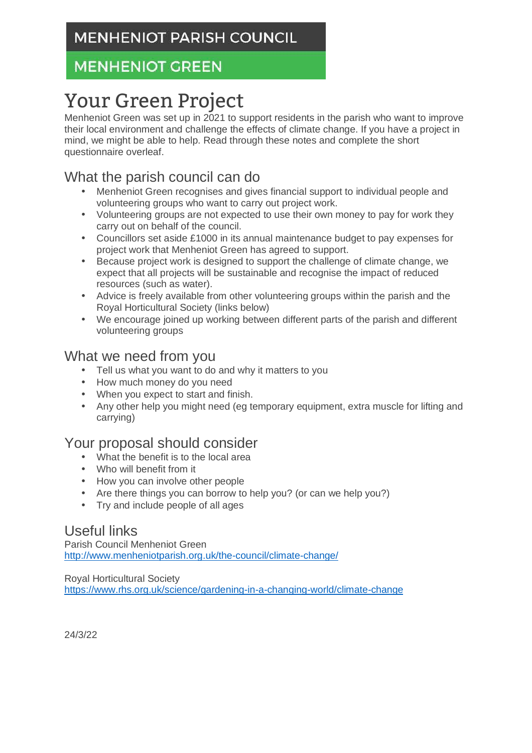MENHENIOT PARISH COUNCIL

MENHENIOT GREEN

# Your Green Project

Menheniot Green was set up in 2021 to support residents in the parish who want to improve their local environment and challenge the effects of climate change. If you have a project in mind, we might be able to help. Read through these notes and complete the short questionnaire overleaf.

## What the parish council can do

- Menheniot Green recognises and gives financial support to individual people and volunteering groups who want to carry out project work.
- Volunteering groups are not expected to use their own money to pay for work they carry out on behalf of the council.
- Councillors set aside £1000 in its annual maintenance budget to pay expenses for project work that Menheniot Green has agreed to support.
- Because project work is designed to support the challenge of climate change, we expect that all projects will be sustainable and recognise the impact of reduced resources (such as water).
- Advice is freely available from other volunteering groups within the parish and the Royal Horticultural Society (links below)
- We encourage joined up working between different parts of the parish and different volunteering groups

## What we need from you

- Tell us what you want to do and why it matters to you
- How much money do you need
- When you expect to start and finish.
- Any other help you might need (eg temporary equipment, extra muscle for lifting and carrying)

## Your proposal should consider

- What the benefit is to the local area
- Who will benefit from it
- How you can involve other people
- Are there things you can borrow to help you? (or can we help you?)
- Try and include people of all ages

## Useful links

Parish Council Menheniot Green
http://www.menheniotparish.org.uk/the-council/climate-change/

Royal Horticultural Society
https://www.rhs.org.uk/science/gardening-in-a-changing-world/climate-change

24/3/22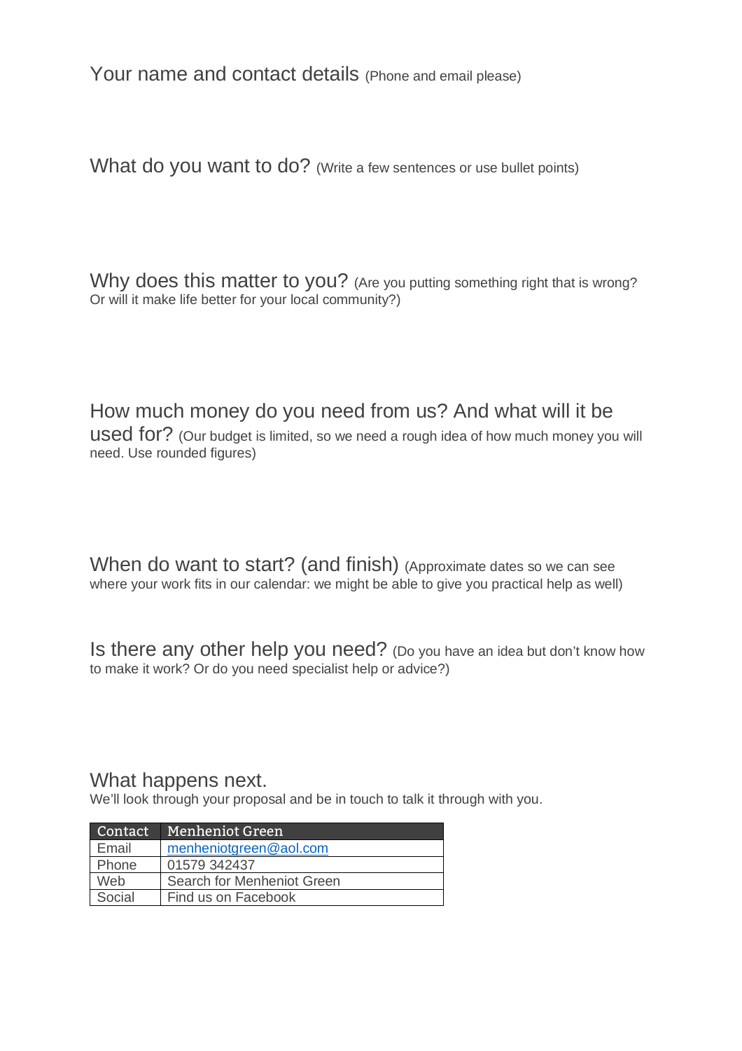## Your name and contact details (Phone and email please)

## What do you want to do? (Write a few sentences or use bullet points)

## Why does this matter to you? (Are you putting something right that is wrong? Or will it make life better for your local community?)

## How much money do you need from us? And what will it be used for? (Our budget is limited, so we need a rough idea of how much money you will need. Use rounded figures)

## When do want to start? (and finish) (Approximate dates so we can see where your work fits in our calendar: we might be able to give you practical help as well)

## Is there any other help you need? (Do you have an idea but don't know how to make it work? Or do you need specialist help or advice?)

## What happens next.

We'll look through your proposal and be in touch to talk it through with you.

| Contact | Menheniot Green |
|---|---|
| Email | menheniotgreen@aol.com |
| Phone | 01579 342437 |
| Web | Search for Menheniot Green |
| Social | Find us on Facebook |